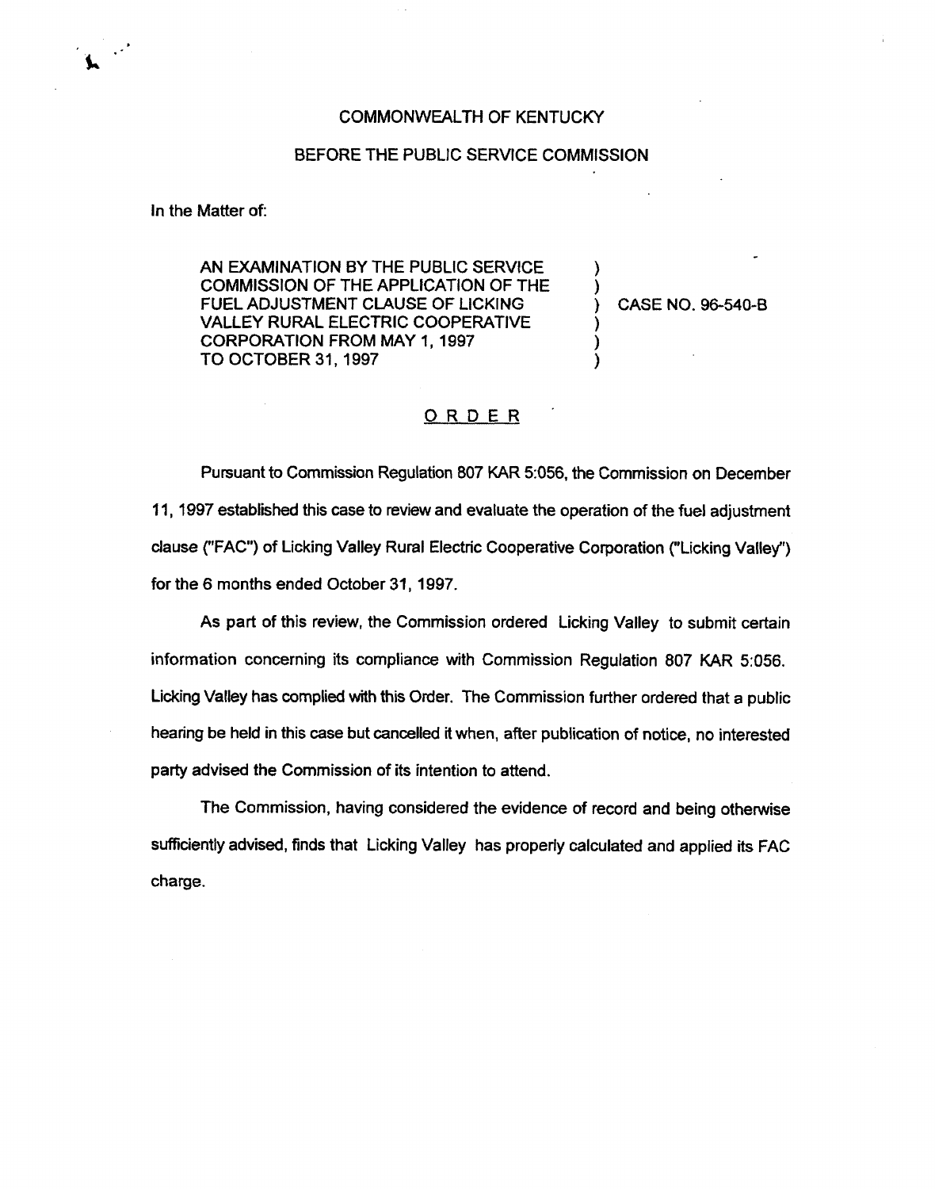COMMONWEALTH OF KENTUCKY

BEFORE THE PUBLIC SERVICE COMMISSION

In the Matter of:

AN EXAMINATION BY THE PUBLIC SERVICE COMMISSION OF THE APPLICATION OF THE FUEL ADJUSTMENT CLAUSE OF LICKING VALLEY RURAL ELECTRIC COOPERATIVE CORPORATION FROM MAY 1, 1997 TO OCTOBER 31, 1997 ) CASE NO. 96-540-B

## ORDER

Pursuant to Commission Regulation 807 KAR 5:056, the Commission on December 11, 1997 established this case to review and evaluate the operation of the fuel adjustment clause ("FAC") of Licking Valley Rural Electric Cooperative Corporation ("Licking Valley") for the 6 months ended October 31, 1997.

As part of this review, the Commission ordered Licking Valley to submit certain information concerning its compliance with Commission Regulation 807 KAR 5:056. Licking Valley has complied with this Order. The Commission further ordered that a public hearing be held in this case but cancelled it when, after publication of notice, no interested party advised the Commission of its intention to attend.

The Commission, having considered the evidence of record and being otherwise sufficiently advised, finds that Licking Valley has properly calculated and applied its FAC charge.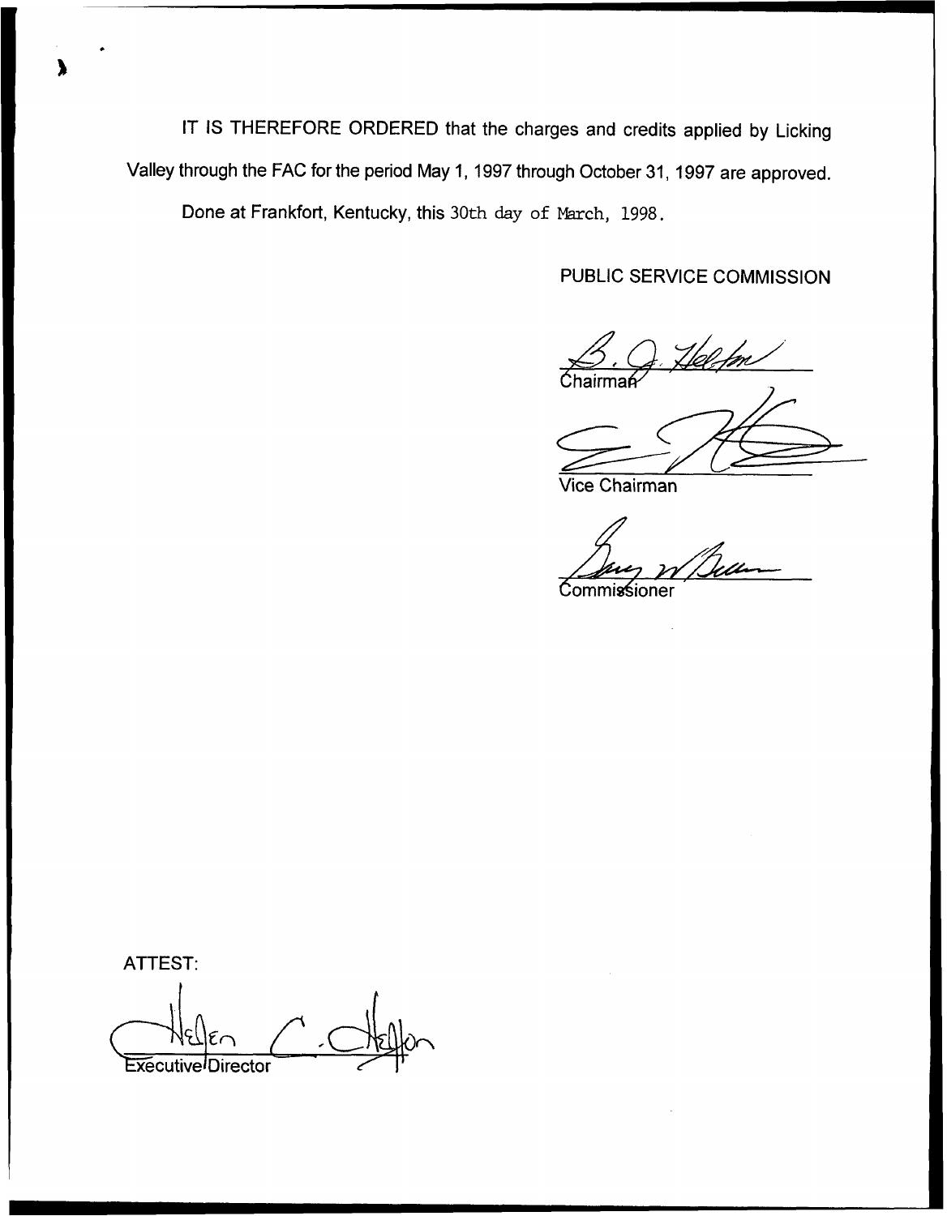IT IS THEREFORE ORDERED that the charges and credits applied by Licking Valley through the FAC for the period May 1, 1997 through October 31, 1997 are approved.

Done at Frankfort, Kentucky, this 30th day of March, 1998.

PUBLIC SERVICE COMMISSION

Chairman

Vice Chairman

Commissioner

ATTEST:

Executive Director